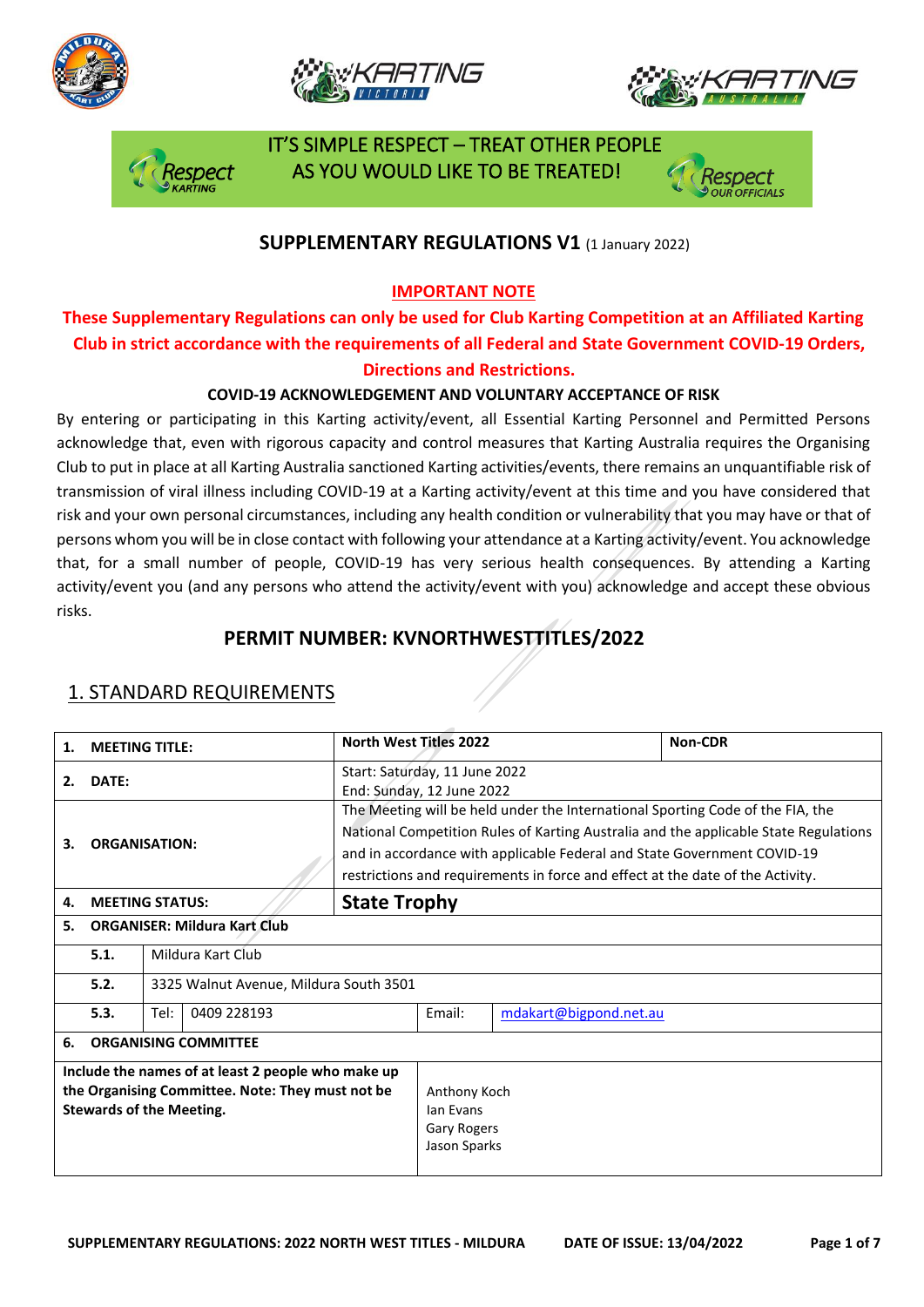IT'S SIMPLE RESPECT – TREAT OTHER PEOPLE AS YOU WOULD LIKE TO BE TREATED!

## SUPPLEMENTARY REGULATIONS V1 (1 January 2022)

**IMPORTANT NOTE**

**These Supplementary Regulations can only be used for Club Karting Competition at an Affiliated Karting Club in strict accordance with the requirements of all Federal and State Government COVID-19 Orders, Directions and Restrictions.**

**COVID-19 ACKNOWLEDGEMENT AND VOLUNTARY ACCEPTANCE OF RISK**

By entering or participating in this Karting activity/event, all Essential Karting Personnel and Permitted Persons acknowledge that, even with rigorous capacity and control measures that Karting Australia requires the Organising Club to put in place at all Karting Australia sanctioned Karting activities/events, there remains an unquantifiable risk of transmission of viral illness including COVID-19 at a Karting activity/event at this time and you have considered that risk and your own personal circumstances, including any health condition or vulnerability that you may have or that of persons whom you will be in close contact with following your attendance at a Karting activity/event. You acknowledge that, for a small number of people, COVID-19 has very serious health consequences. By attending a Karting activity/event you (and any persons who attend the activity/event with you) acknowledge and accept these obvious risks.

## PERMIT NUMBER: KVNORTHWESTTITLES/2022

## 1. STANDARD REQUIREMENTS

| | | | |
|---|---|---|---|
| **1. MEETING TITLE:** | **North West Titles 2022** | | **Non-CDR** |
| **2. DATE:** | Start: Saturday, 11 June 2022<br>End: Sunday, 12 June 2022 | | |
| **3. ORGANISATION:** | The Meeting will be held under the International Sporting Code of the FIA, the National Competition Rules of Karting Australia and the applicable State Regulations and in accordance with applicable Federal and State Government COVID-19 restrictions and requirements in force and effect at the date of the Activity. | | |
| **4. MEETING STATUS:** | **State Trophy** | | |
| **5. ORGANISER: Mildura Kart Club** | | | |
| **5.1.** | Mildura Kart Club | | |
| **5.2.** | 3325 Walnut Avenue, Mildura South 3501 | | |
| **5.3.** | Tel: 0409 228193 | Email: | mdakart@bigpond.net.au |
| **6. ORGANISING COMMITTEE** | | | |
| **Include the names of at least 2 people who make up the Organising Committee. Note: They must not be Stewards of the Meeting.** | Anthony Koch<br>Ian Evans<br>Gary Rogers<br>Jason Sparks | | |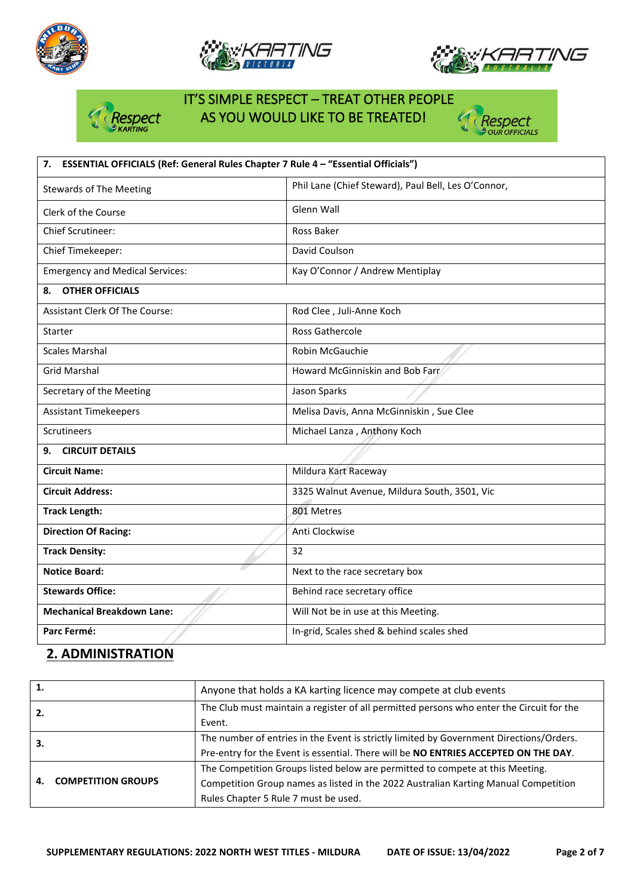IT'S SIMPLE RESPECT – TREAT OTHER PEOPLE AS YOU WOULD LIKE TO BE TREATED!

| 7. ESSENTIAL OFFICIALS (Ref: General Rules Chapter 7 Rule 4 – "Essential Officials") | |
|---|---|
| Stewards of The Meeting | Phil Lane (Chief Steward), Paul Bell, Les O'Connor, |
| Clerk of the Course | Glenn Wall |
| Chief Scrutineer: | Ross Baker |
| Chief Timekeeper: | David Coulson |
| Emergency and Medical Services: | Kay O'Connor / Andrew Mentiplay |
| **8. OTHER OFFICIALS** | |
| Assistant Clerk Of The Course: | Rod Clee , Juli-Anne Koch |
| Starter | Ross Gathercole |
| Scales Marshal | Robin McGauchie |
| Grid Marshal | Howard McGinniskin and Bob Farr |
| Secretary of the Meeting | Jason Sparks |
| Assistant Timekeepers | Melisa Davis, Anna McGinniskin , Sue Clee |
| Scrutineers | Michael Lanza , Anthony Koch |
| **9. CIRCUIT DETAILS** | |
| **Circuit Name:** | Mildura Kart Raceway |
| **Circuit Address:** | 3325 Walnut Avenue, Mildura South, 3501, Vic |
| **Track Length:** | 801 Metres |
| **Direction Of Racing:** | Anti Clockwise |
| **Track Density:** | 32 |
| **Notice Board:** | Next to the race secretary box |
| **Stewards Office:** | Behind race secretary office |
| **Mechanical Breakdown Lane:** | Will Not be in use at this Meeting. |
| **Parc Fermé:** | In-grid, Scales shed & behind scales shed |

## 2. ADMINISTRATION

| | |
|---|---|
| **1.** | Anyone that holds a KA karting licence may compete at club events |
| **2.** | The Club must maintain a register of all permitted persons who enter the Circuit for the Event. |
| **3.** | The number of entries in the Event is strictly limited by Government Directions/Orders. Pre-entry for the Event is essential. There will be **NO ENTRIES ACCEPTED ON THE DAY**. |
| **4. COMPETITION GROUPS** | The Competition Groups listed below are permitted to compete at this Meeting. Competition Group names as listed in the 2022 Australian Karting Manual Competition Rules Chapter 5 Rule 7 must be used. |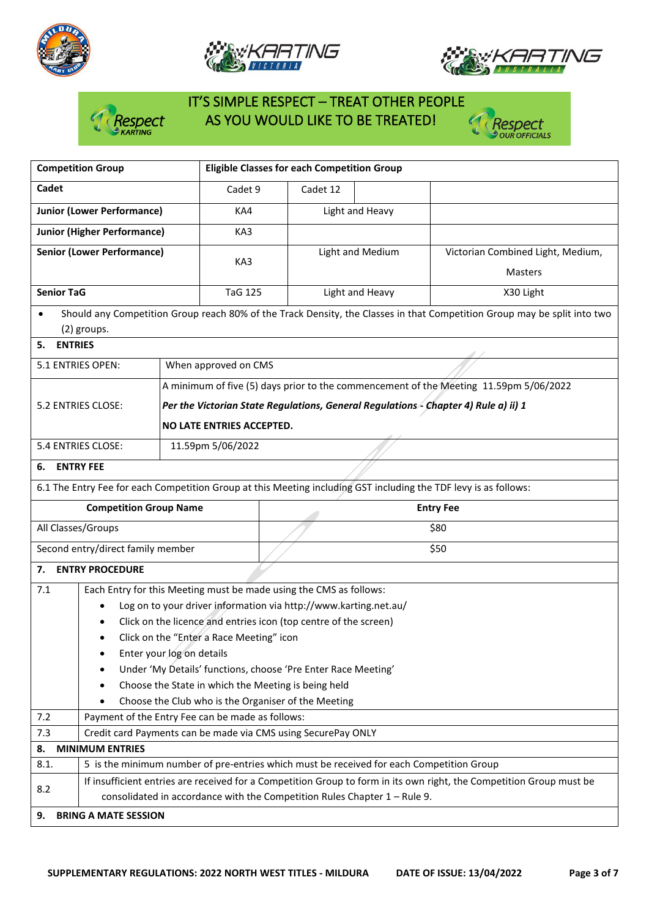IT'S SIMPLE RESPECT – TREAT OTHER PEOPLE AS YOU WOULD LIKE TO BE TREATED!

| **Competition Group** | **Eligible Classes for each Competition Group** | | |
|---|---|---|---|
| **Cadet** | Cadet 9 | Cadet 12 | |
| **Junior (Lower Performance)** | KA4 | Light and Heavy | |
| **Junior (Higher Performance)** | KA3 | | |
| **Senior (Lower Performance)** | KA3 | Light and Medium | Victorian Combined Light, Medium, Masters |
| **Senior TaG** | TaG 125 | Light and Heavy | X30 Light |

- Should any Competition Group reach 80% of the Track Density, the Classes in that Competition Group may be split into two (2) groups.

## 5. ENTRIES

| | |
|---|---|
| 5.1 ENTRIES OPEN: | When approved on CMS |
| 5.2 ENTRIES CLOSE: | A minimum of five (5) days prior to the commencement of the Meeting 11.59pm 5/06/2022<br>***Per the Victorian State Regulations, General Regulations - Chapter 4) Rule a) ii) 1***<br>**NO LATE ENTRIES ACCEPTED.** |
| 5.4 ENTRIES CLOSE: | 11.59pm 5/06/2022 |

## 6. ENTRY FEE

6.1 The Entry Fee for each Competition Group at this Meeting including GST including the TDF levy is as follows:

| **Competition Group Name** | **Entry Fee** |
|---|---|
| All Classes/Groups | $80 |
| Second entry/direct family member | $50 |

## 7. ENTRY PROCEDURE

7.1 Each Entry for this Meeting must be made using the CMS as follows:

- Log on to your driver information via http://www.karting.net.au/
- Click on the licence and entries icon (top centre of the screen)
- Click on the "Enter a Race Meeting" icon
- Enter your log on details
- Under 'My Details' functions, choose 'Pre Enter Race Meeting'
- Choose the State in which the Meeting is being held
- Choose the Club who is the Organiser of the Meeting

7.2 Payment of the Entry Fee can be made as follows:

7.3 Credit card Payments can be made via CMS using SecurePay ONLY

## 8. MINIMUM ENTRIES

8.1. 5 is the minimum number of pre-entries which must be received for each Competition Group

8.2 If insufficient entries are received for a Competition Group to form in its own right, the Competition Group must be consolidated in accordance with the Competition Rules Chapter 1 – Rule 9.

## 9. BRING A MATE SESSION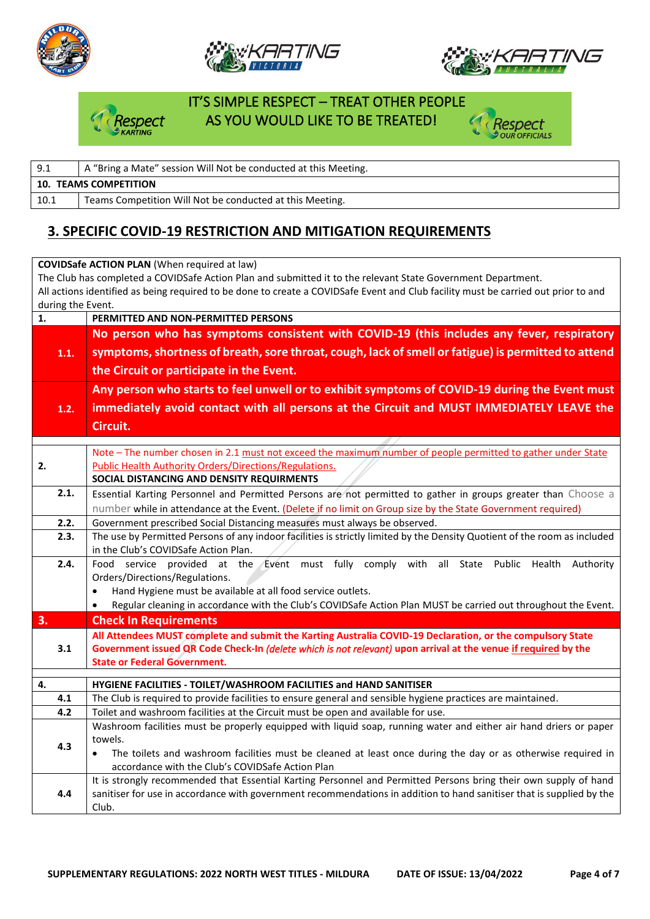IT'S SIMPLE RESPECT – TREAT OTHER PEOPLE AS YOU WOULD LIKE TO BE TREATED!

| 9.1 | A "Bring a Mate" session Will Not be conducted at this Meeting. |
|---|---|
| **10. TEAMS COMPETITION** | |
| 10.1 | Teams Competition Will Not be conducted at this Meeting. |

## 3. SPECIFIC COVID-19 RESTRICTION AND MITIGATION REQUIREMENTS

**COVIDSafe ACTION PLAN** (When required at law)
The Club has completed a COVIDSafe Action Plan and submitted it to the relevant State Government Department.
All actions identified as being required to be done to create a COVIDSafe Event and Club facility must be carried out prior to and during the Event.

| | |
|---|---|
| **1.** | **PERMITTED AND NON-PERMITTED PERSONS** |
| **1.1.** | **No person who has symptoms consistent with COVID-19 (this includes any fever, respiratory symptoms, shortness of breath, sore throat, cough, lack of smell or fatigue) is permitted to attend the Circuit or participate in the Event.** |
| **1.2.** | **Any person who starts to feel unwell or to exhibit symptoms of COVID-19 during the Event must immediately avoid contact with all persons at the Circuit and MUST IMMEDIATELY LEAVE the Circuit.** |
| **2.** | Note – The number chosen in 2.1 must not exceed the maximum number of people permitted to gather under State Public Health Authority Orders/Directions/Regulations.<br>**SOCIAL DISTANCING AND DENSITY REQUIRMENTS** |
| **2.1.** | Essential Karting Personnel and Permitted Persons are not permitted to gather in groups greater than Choose a number while in attendance at the Event. (Delete if no limit on Group size by the State Government required) |
| **2.2.** | Government prescribed Social Distancing measures must always be observed. |
| **2.3.** | The use by Permitted Persons of any indoor facilities is strictly limited by the Density Quotient of the room as included in the Club's COVIDSafe Action Plan. |
| **2.4.** | Food service provided at the Event must fully comply with all State Public Health Authority Orders/Directions/Regulations.<br>• Hand Hygiene must be available at all food service outlets.<br>• Regular cleaning in accordance with the Club's COVIDSafe Action Plan MUST be carried out throughout the Event. |
| **3.** | **Check In Requirements** |
| **3.1** | **All Attendees MUST complete and submit the Karting Australia COVID-19 Declaration, or the compulsory State Government issued QR Code Check-In *(delete which is not relevant)* upon arrival at the venue if required by the State or Federal Government.** |
| **4.** | **HYGIENE FACILITIES - TOILET/WASHROOM FACILITIES and HAND SANITISER** |
| **4.1** | The Club is required to provide facilities to ensure general and sensible hygiene practices are maintained. |
| **4.2** | Toilet and washroom facilities at the Circuit must be open and available for use. |
| **4.3** | Washroom facilities must be properly equipped with liquid soap, running water and either air hand driers or paper towels.<br>• The toilets and washroom facilities must be cleaned at least once during the day or as otherwise required in accordance with the Club's COVIDSafe Action Plan |
| **4.4** | It is strongly recommended that Essential Karting Personnel and Permitted Persons bring their own supply of hand sanitiser for use in accordance with government recommendations in addition to hand sanitiser that is supplied by the Club. |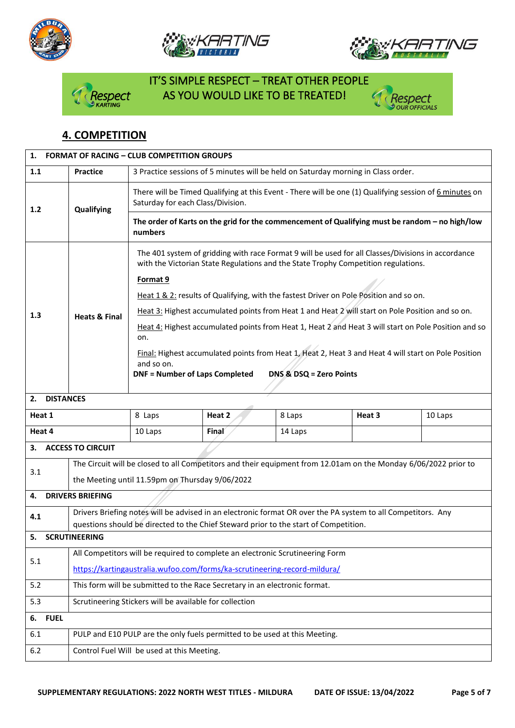IT'S SIMPLE RESPECT – TREAT OTHER PEOPLE AS YOU WOULD LIKE TO BE TREATED!

## 4. COMPETITION

| **1. FORMAT OF RACING – CLUB COMPETITION GROUPS** | | |
|---|---|---|
| **1.1** | **Practice** | 3 Practice sessions of 5 minutes will be held on Saturday morning in Class order. |
| **1.2** | **Qualifying** | There will be Timed Qualifying at this Event - There will be one (1) Qualifying session of 6 minutes on Saturday for each Class/Division.<br><br>**The order of Karts on the grid for the commencement of Qualifying must be random – no high/low numbers** |
| **1.3** | **Heats & Final** | The 401 system of gridding with race Format 9 will be used for all Classes/Divisions in accordance with the Victorian State Regulations and the State Trophy Competition regulations.<br><br>**Format 9**<br><br>Heat 1 & 2: results of Qualifying, with the fastest Driver on Pole Position and so on.<br><br>Heat 3: Highest accumulated points from Heat 1 and Heat 2 will start on Pole Position and so on.<br><br>Heat 4: Highest accumulated points from Heat 1, Heat 2 and Heat 3 will start on Pole Position and so on.<br><br>Final: Highest accumulated points from Heat 1, Heat 2, Heat 3 and Heat 4 will start on Pole Position and so on.<br>**DNF = Number of Laps Completed DNS & DSQ = Zero Points** |

**2. DISTANCES**

| Heat 1 | 8 Laps | Heat 2 | 8 Laps | Heat 3 | 10 Laps |
|---|---|---|---|---|---|
| Heat 4 | 10 Laps | Final | 14 Laps | | |

| **3. ACCESS TO CIRCUIT** | |
|---|---|
| 3.1 | The Circuit will be closed to all Competitors and their equipment from 12.01am on the Monday 6/06/2022 prior to the Meeting until 11.59pm on Thursday 9/06/2022 |
| **4. DRIVERS BRIEFING** | |
| 4.1 | Drivers Briefing notes will be advised in an electronic format OR over the PA system to all Competitors. Any questions should be directed to the Chief Steward prior to the start of Competition. |
| **5. SCRUTINEERING** | |
| 5.1 | All Competitors will be required to complete an electronic Scrutineering Form<br>https://kartingaustralia.wufoo.com/forms/ka-scrutineering-record-mildura/ |
| 5.2 | This form will be submitted to the Race Secretary in an electronic format. |
| 5.3 | Scrutineering Stickers will be available for collection |
| **6. FUEL** | |
| 6.1 | PULP and E10 PULP are the only fuels permitted to be used at this Meeting. |
| 6.2 | Control Fuel Will be used at this Meeting. |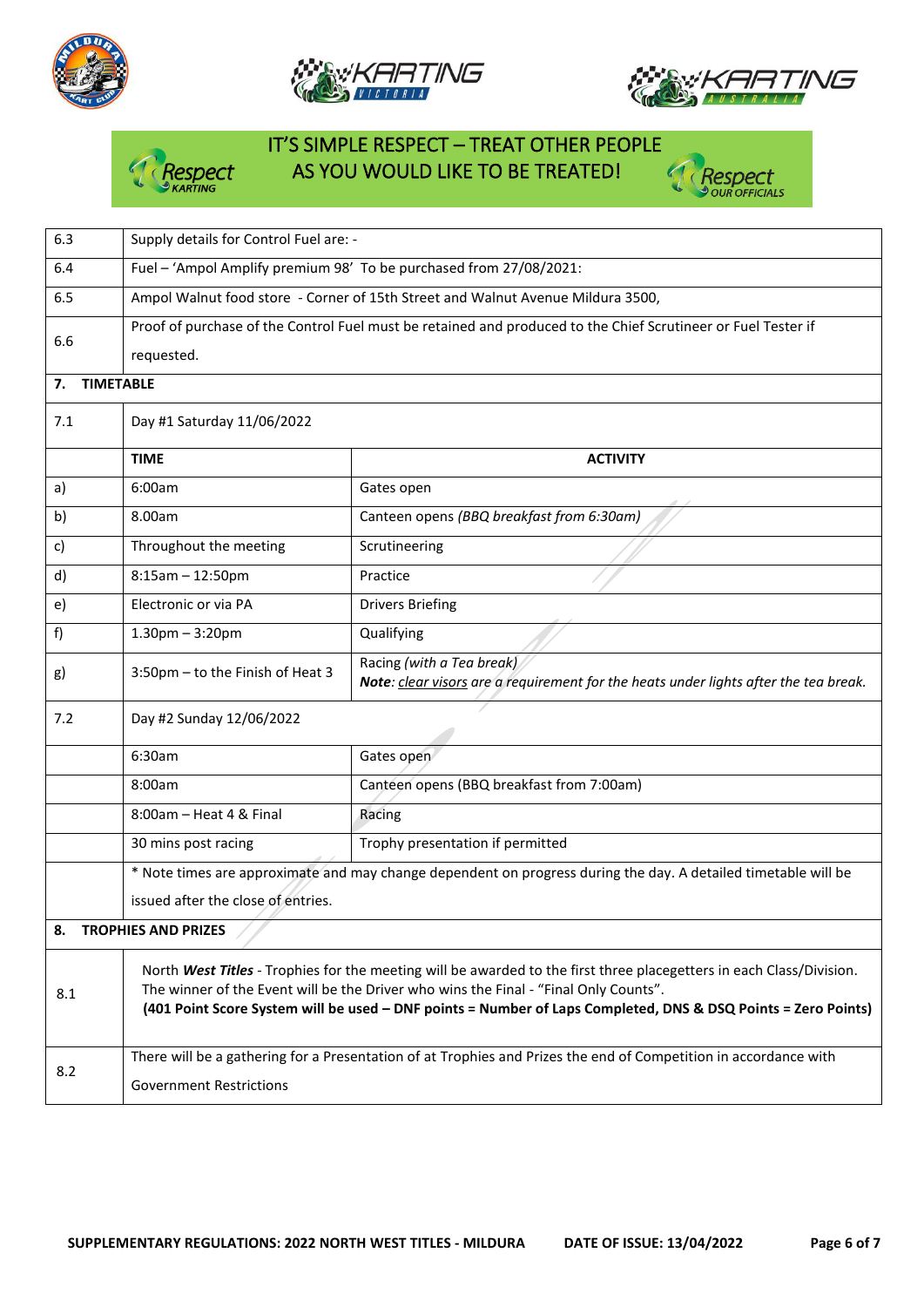IT'S SIMPLE RESPECT – TREAT OTHER PEOPLE AS YOU WOULD LIKE TO BE TREATED!

| | | |
|---|---|---|
| 6.3 | Supply details for Control Fuel are: - | |
| 6.4 | Fuel – 'Ampol Amplify premium 98' To be purchased from 27/08/2021: | |
| 6.5 | Ampol Walnut food store - Corner of 15th Street and Walnut Avenue Mildura 3500, | |
| 6.6 | Proof of purchase of the Control Fuel must be retained and produced to the Chief Scrutineer or Fuel Tester if requested. | |
| **7.** | **TIMETABLE** | |
| 7.1 | Day #1 Saturday 11/06/2022 | |
| | **TIME** | **ACTIVITY** |
| a) | 6:00am | Gates open |
| b) | 8.00am | Canteen opens *(BBQ breakfast from 6:30am)* |
| c) | Throughout the meeting | Scrutineering |
| d) | 8:15am – 12:50pm | Practice |
| e) | Electronic or via PA | Drivers Briefing |
| f) | 1.30pm – 3:20pm | Qualifying |
| g) | 3:50pm – to the Finish of Heat 3 | Racing *(with a Tea break)* ***Note**: clear visors are a requirement for the heats under lights after the tea break.* |
| 7.2 | Day #2 Sunday 12/06/2022 | |
| | 6:30am | Gates open |
| | 8:00am | Canteen opens (BBQ breakfast from 7:00am) |
| | 8:00am – Heat 4 & Final | Racing |
| | 30 mins post racing | Trophy presentation if permitted |
| | * Note times are approximate and may change dependent on progress during the day. A detailed timetable will be issued after the close of entries. | |
| **8.** | **TROPHIES AND PRIZES** | |
| 8.1 | North ***West Titles*** - Trophies for the meeting will be awarded to the first three placegetters in each Class/Division. The winner of the Event will be the Driver who wins the Final - "Final Only Counts". **(401 Point Score System will be used – DNF points = Number of Laps Completed, DNS & DSQ Points = Zero Points)** | |
| 8.2 | There will be a gathering for a Presentation of at Trophies and Prizes the end of Competition in accordance with Government Restrictions | |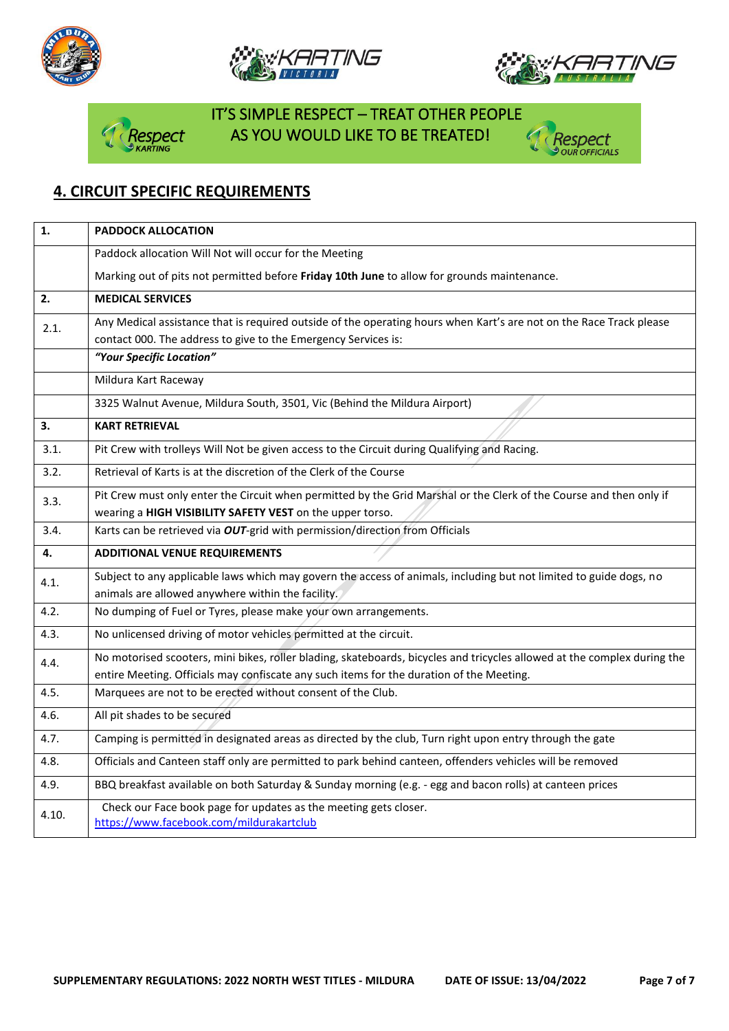IT'S SIMPLE RESPECT – TREAT OTHER PEOPLE AS YOU WOULD LIKE TO BE TREATED!

## 4. CIRCUIT SPECIFIC REQUIREMENTS

| | |
|---|---|
| **1.** | **PADDOCK ALLOCATION** |
| | Paddock allocation Will Not will occur for the Meeting<br>Marking out of pits not permitted before **Friday 10th June** to allow for grounds maintenance. |
| **2.** | **MEDICAL SERVICES** |
| 2.1. | Any Medical assistance that is required outside of the operating hours when Kart's are not on the Race Track please contact 000. The address to give to the Emergency Services is: |
| | ***"Your Specific Location"*** |
| | Mildura Kart Raceway |
| | 3325 Walnut Avenue, Mildura South, 3501, Vic (Behind the Mildura Airport) |
| **3.** | **KART RETRIEVAL** |
| 3.1. | Pit Crew with trolleys Will Not be given access to the Circuit during Qualifying and Racing. |
| 3.2. | Retrieval of Karts is at the discretion of the Clerk of the Course |
| 3.3. | Pit Crew must only enter the Circuit when permitted by the Grid Marshal or the Clerk of the Course and then only if wearing a **HIGH VISIBILITY SAFETY VEST** on the upper torso. |
| 3.4. | Karts can be retrieved via ***OUT***-grid with permission/direction from Officials |
| **4.** | **ADDITIONAL VENUE REQUIREMENTS** |
| 4.1. | Subject to any applicable laws which may govern the access of animals, including but not limited to guide dogs, no animals are allowed anywhere within the facility. |
| 4.2. | No dumping of Fuel or Tyres, please make your own arrangements. |
| 4.3. | No unlicensed driving of motor vehicles permitted at the circuit. |
| 4.4. | No motorised scooters, mini bikes, roller blading, skateboards, bicycles and tricycles allowed at the complex during the entire Meeting. Officials may confiscate any such items for the duration of the Meeting. |
| 4.5. | Marquees are not to be erected without consent of the Club. |
| 4.6. | All pit shades to be secured |
| 4.7. | Camping is permitted in designated areas as directed by the club, Turn right upon entry through the gate |
| 4.8. | Officials and Canteen staff only are permitted to park behind canteen, offenders vehicles will be removed |
| 4.9. | BBQ breakfast available on both Saturday & Sunday morning (e.g. - egg and bacon rolls) at canteen prices |
| 4.10. | Check our Face book page for updates as the meeting gets closer.<br>https://www.facebook.com/mildurakartclub |